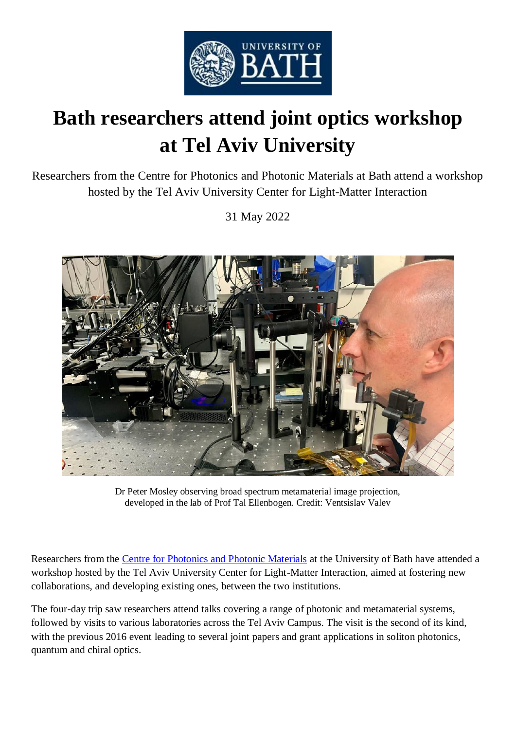# Bath researchers attend joint optics workshop at Tel Aviv University

Researchers from the Centre for Photonics and Photonic Materials at Bath attend a workshop hosted by the Tel Aviv University Center for Light-Matter Interaction

31 May 2022

Dr Peter Mosley observing broad spectrum metamaterial image projection, developed in the lab of Prof Tal Ellenbogen. Credit: Ventsislav Valev

Researchers from the [Centre for Photonics and Photonic Materials](#) at the University of Bath have attended a workshop hosted by the Tel Aviv University Center for Light-Matter Interaction, aimed at fostering new collaborations, and developing existing ones, between the two institutions.

The four-day trip saw researchers attend talks covering a range of photonic and metamaterial systems, followed by visits to various laboratories across the Tel Aviv Campus. The visit is the second of its kind, with the previous 2016 event leading to several joint papers and grant applications in soliton photonics, quantum and chiral optics.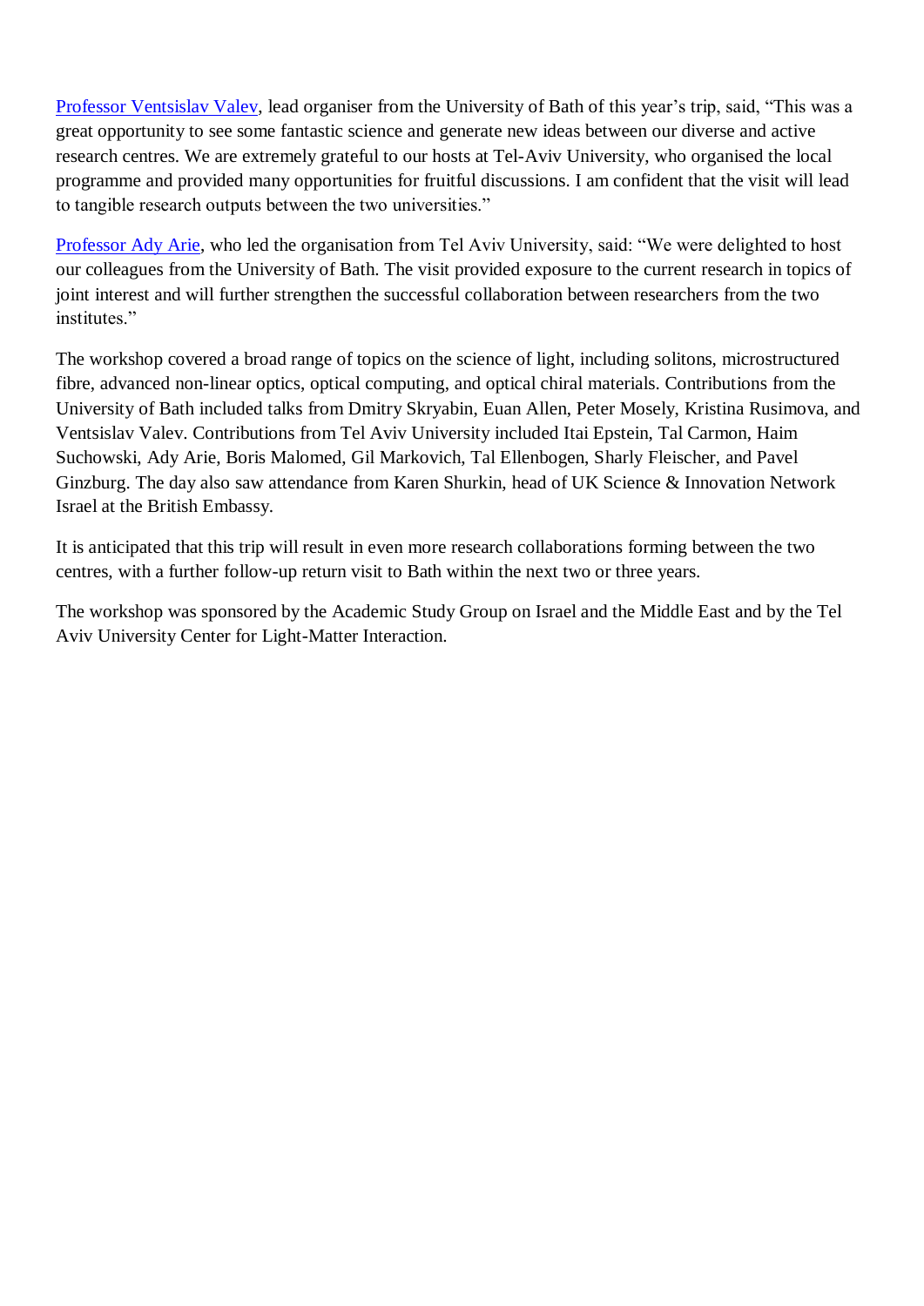Professor Ventsislav Valev, lead organiser from the University of Bath of this year's trip, said, "This was a great opportunity to see some fantastic science and generate new ideas between our diverse and active research centres. We are extremely grateful to our hosts at Tel-Aviv University, who organised the local programme and provided many opportunities for fruitful discussions. I am confident that the visit will lead to tangible research outputs between the two universities."

Professor Ady Arie, who led the organisation from Tel Aviv University, said: "We were delighted to host our colleagues from the University of Bath. The visit provided exposure to the current research in topics of joint interest and will further strengthen the successful collaboration between researchers from the two institutes."

The workshop covered a broad range of topics on the science of light, including solitons, microstructured fibre, advanced non-linear optics, optical computing, and optical chiral materials. Contributions from the University of Bath included talks from Dmitry Skryabin, Euan Allen, Peter Mosely, Kristina Rusimova, and Ventsislav Valev. Contributions from Tel Aviv University included Itai Epstein, Tal Carmon, Haim Suchowski, Ady Arie, Boris Malomed, Gil Markovich, Tal Ellenbogen, Sharly Fleischer, and Pavel Ginzburg. The day also saw attendance from Karen Shurkin, head of UK Science & Innovation Network Israel at the British Embassy.

It is anticipated that this trip will result in even more research collaborations forming between the two centres, with a further follow-up return visit to Bath within the next two or three years.

The workshop was sponsored by the Academic Study Group on Israel and the Middle East and by the Tel Aviv University Center for Light-Matter Interaction.